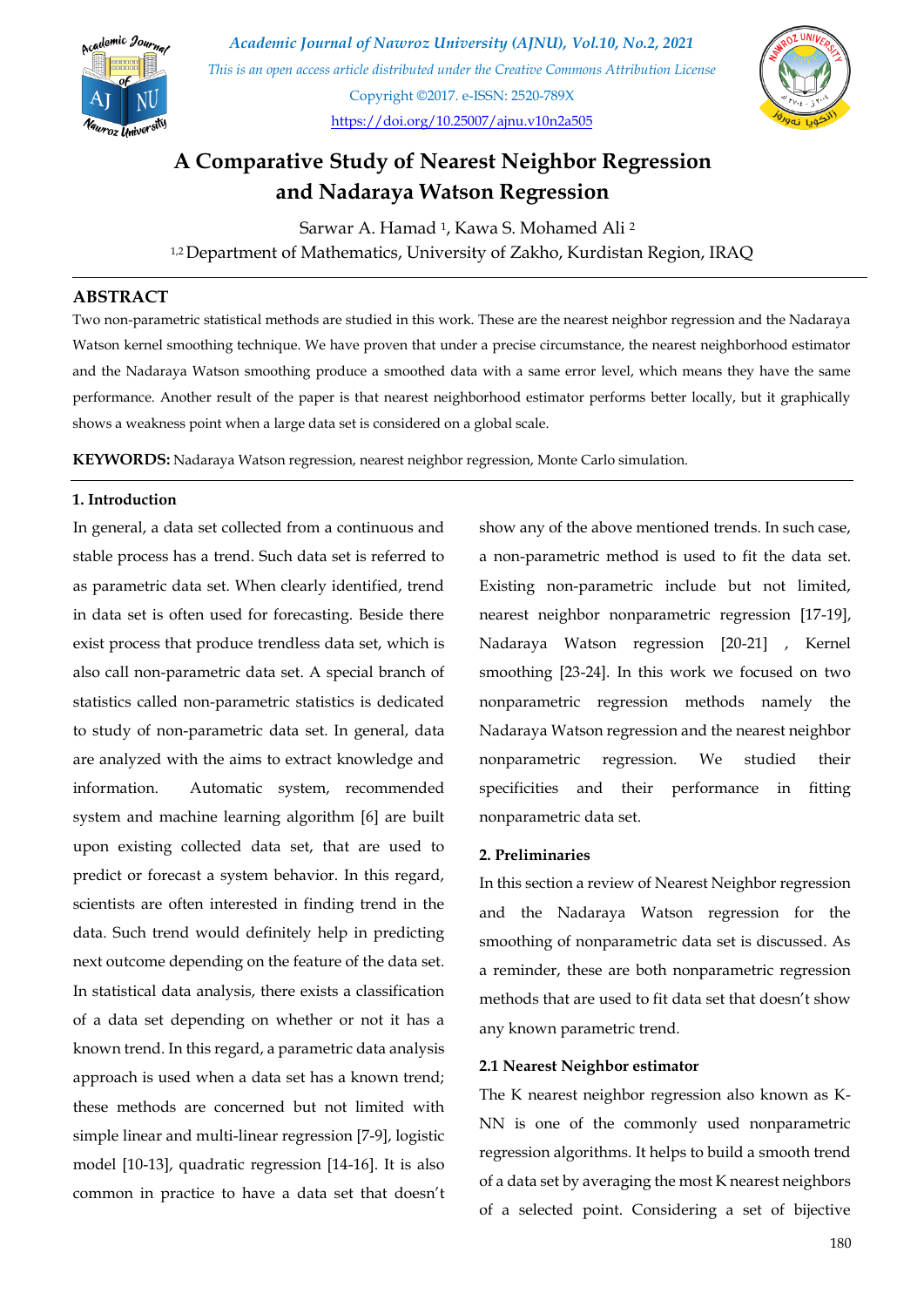# A Comparative Study of Nearest Neighbor Regression and Nadaraya Watson Regression

Sarwar A. Hamad [1], Kawa S. Mohamed Ali [2]

[1,2] Department of Mathematics, University of Zakho, Kurdistan Region, IRAQ

## ABSTRACT

Two non-parametric statistical methods are studied in this work. These are the nearest neighbor regression and the Nadaraya Watson kernel smoothing technique. We have proven that under a precise circumstance, the nearest neighborhood estimator and the Nadaraya Watson smoothing produce a smoothed data with a same error level, which means they have the same performance. Another result of the paper is that nearest neighborhood estimator performs better locally, but it graphically shows a weakness point when a large data set is considered on a global scale.

**KEYWORDS:** Nadaraya Watson regression, nearest neighbor regression, Monte Carlo simulation.

### 1. Introduction

In general, a data set collected from a continuous and stable process has a trend. Such data set is referred to as parametric data set. When clearly identified, trend in data set is often used for forecasting. Beside there exist process that produce trendless data set, which is also call non-parametric data set. A special branch of statistics called non-parametric statistics is dedicated to study of non-parametric data set. In general, data are analyzed with the aims to extract knowledge and information. Automatic system, recommended system and machine learning algorithm [6] are built upon existing collected data set, that are used to predict or forecast a system behavior. In this regard, scientists are often interested in finding trend in the data. Such trend would definitely help in predicting next outcome depending on the feature of the data set. In statistical data analysis, there exists a classification of a data set depending on whether or not it has a known trend. In this regard, a parametric data analysis approach is used when a data set has a known trend; these methods are concerned but not limited with simple linear and multi-linear regression [7-9], logistic model [10-13], quadratic regression [14-16]. It is also common in practice to have a data set that doesn't show any of the above mentioned trends. In such case, a non-parametric method is used to fit the data set. Existing non-parametric include but not limited, nearest neighbor nonparametric regression [17-19], Nadaraya Watson regression [20-21] , Kernel smoothing [23-24]. In this work we focused on two nonparametric regression methods namely the Nadaraya Watson regression and the nearest neighbor nonparametric regression. We studied their specificities and their performance in fitting nonparametric data set.

### 2. Preliminaries

In this section a review of Nearest Neighbor regression and the Nadaraya Watson regression for the smoothing of nonparametric data set is discussed. As a reminder, these are both nonparametric regression methods that are used to fit data set that doesn't show any known parametric trend.

#### 2.1 Nearest Neighbor estimator

The K nearest neighbor regression also known as K-NN is one of the commonly used nonparametric regression algorithms. It helps to build a smooth trend of a data set by averaging the most K nearest neighbors of a selected point. Considering a set of bijective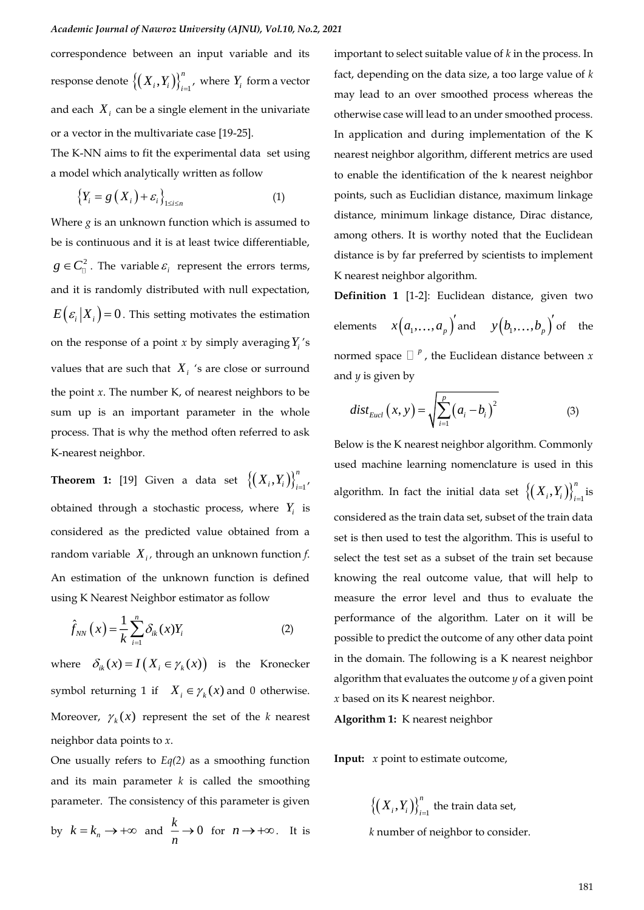correspondence between an input variable and its response denote $\left\{\left(X_i, Y_i\right)\right\}_{i=1}^{n}$, where $Y_i$ form a vector and each $X_i$ can be a single element in the univariate or a vector in the multivariate case [19-25].

The K-NN aims to fit the experimental data set using a model which analytically written as follow

$$\left\{Y_i = g\left(X_i\right) + \varepsilon_i\right\}_{1 \le i \le n} \tag{1}$$

Where *g* is an unknown function which is assumed to be is continuous and it is at least twice differentiable, $g \in C^2_{\mathbb{R}}$. The variable $\varepsilon_i$ represent the errors terms, and it is randomly distributed with null expectation, $E\left(\varepsilon_i \middle| X_i\right) = 0$. This setting motivates the estimation on the response of a point *x* by simply averaging $Y_i$'s values that are such that $X_i$ 's are close or surround the point *x*. The number K, of nearest neighbors to be sum up is an important parameter in the whole process. That is why the method often referred to ask K-nearest neighbor.

**Theorem 1:** [19] Given a data set $\left\{\left(X_i, Y_i\right)\right\}_{i=1}^{n}$, obtained through a stochastic process, where $Y_i$ is considered as the predicted value obtained from a random variable $X_i$, through an unknown function *f*. An estimation of the unknown function is defined using K Nearest Neighbor estimator as follow

$$\hat{f}_{NN}\left(x\right) = \frac{1}{k}\sum_{i=1}^{n}\delta_{ik}(x)Y_i \tag{2}$$

where $\delta_{ik}(x) = I\left(X_i \in \gamma_k(x)\right)$ is the Kronecker symbol returning 1 if $X_i \in \gamma_k(x)$ and 0 otherwise. Moreover, $\gamma_k(x)$ represent the set of the *k* nearest neighbor data points to *x*.

One usually refers to *Eq(2)* as a smoothing function and its main parameter *k* is called the smoothing parameter. The consistency of this parameter is given by $k = k_n \to +\infty$ and $\frac{k}{n} \to 0$ for $n \to +\infty$. It is important to select suitable value of *k* in the process. In fact, depending on the data size, a too large value of *k* may lead to an over smoothed process whereas the otherwise case will lead to an under smoothed process. In application and during implementation of the K nearest neighbor algorithm, different metrics are used to enable the identification of the k nearest neighbor points, such as Euclidian distance, maximum linkage distance, minimum linkage distance, Dirac distance, among others. It is worthy noted that the Euclidean distance is by far preferred by scientists to implement K nearest neighbor algorithm.

**Definition 1** [1-2]: Euclidean distance, given two elements $x\left(a_1, \ldots, a_p\right)'$ and $y\left(b_1, \ldots, b_p\right)'$ of the normed space $\mathbb{R}^p$, the Euclidean distance between *x* and *y* is given by

$$dist_{Eucl}\left(x, y\right) = \sqrt{\sum_{i=1}^{p}\left(a_i - b_i\right)^2} \tag{3}$$

Below is the K nearest neighbor algorithm. Commonly used machine learning nomenclature is used in this algorithm. In fact the initial data set $\left\{\left(X_i, Y_i\right)\right\}_{i=1}^{n}$ is considered as the train data set, subset of the train data set is then used to test the algorithm. This is useful to select the test set as a subset of the train set because knowing the real outcome value, that will help to measure the error level and thus to evaluate the performance of the algorithm. Later on it will be possible to predict the outcome of any other data point in the domain. The following is a K nearest neighbor algorithm that evaluates the outcome *y* of a given point *x* based on its K nearest neighbor.

**Algorithm 1:** K nearest neighbor

**Input:** *x* point to estimate outcome,

$\left\{\left(X_i, Y_i\right)\right\}_{i=1}^{n}$ the train data set,

*k* number of neighbor to consider.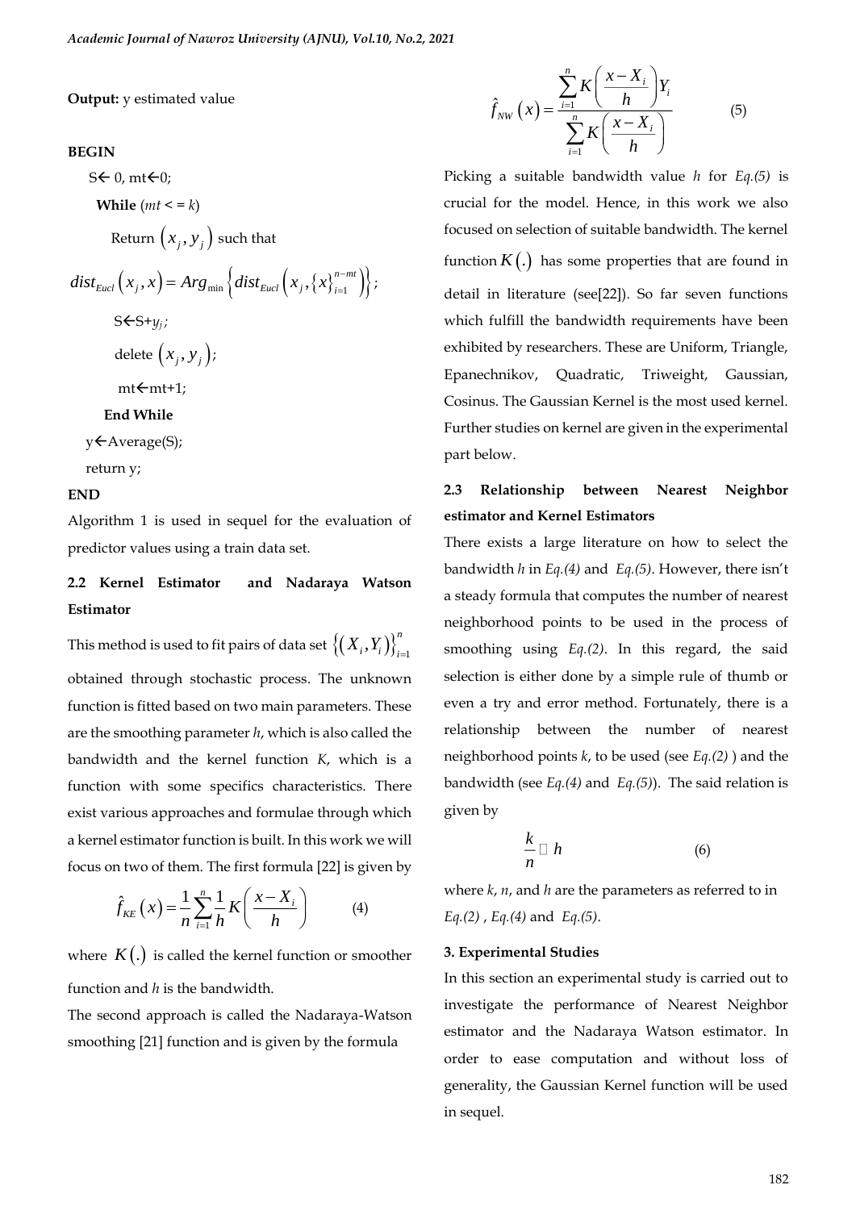**Output:** y estimated value

**BEGIN**

S← 0, mt←0;

**While** ($mt <= k$)

Return $(x_j, y_j)$ such that

$$dist_{Eucl}(x_j, x) = Arg_{\min}\left\{dist_{Eucl}\left(x_j, \{x\}_{i=1}^{n-mt}\right)\right\};$$

S←S+$y_j$;

delete $(x_j, y_j)$;

mt←mt+1;

**End While**

y←Average(S);

return y;

**END**

Algorithm 1 is used in sequel for the evaluation of predictor values using a train data set.

### 2.2 Kernel Estimator and Nadaraya Watson Estimator

This method is used to fit pairs of data set $\left\{(X_i, Y_i)\right\}_{i=1}^{n}$ obtained through stochastic process. The unknown function is fitted based on two main parameters. These are the smoothing parameter *h*, which is also called the bandwidth and the kernel function *K*, which is a function with some specifics characteristics. There exist various approaches and formulae through which a kernel estimator function is built. In this work we will focus on two of them. The first formula [22] is given by

$$\hat{f}_{KE}(x) = \frac{1}{n}\sum_{i=1}^{n}\frac{1}{h}K\left(\frac{x - X_i}{h}\right) \qquad (4)$$

where $K(.)$ is called the kernel function or smoother function and *h* is the bandwidth.

The second approach is called the Nadaraya-Watson smoothing [21] function and is given by the formula

$$\hat{f}_{NW}(x) = \frac{\sum_{i=1}^{n} K\left(\frac{x - X_i}{h}\right) Y_i}{\sum_{i=1}^{n} K\left(\frac{x - X_i}{h}\right)} \qquad (5)$$

Picking a suitable bandwidth value *h* for *Eq.(5)* is crucial for the model. Hence, in this work we also focused on selection of suitable bandwidth. The kernel function $K(.)$ has some properties that are found in detail in literature (see[22]). So far seven functions which fulfill the bandwidth requirements have been exhibited by researchers. These are Uniform, Triangle, Epanechnikov, Quadratic, Triweight, Gaussian, Cosinus. The Gaussian Kernel is the most used kernel. Further studies on kernel are given in the experimental part below.

### 2.3 Relationship between Nearest Neighbor estimator and Kernel Estimators

There exists a large literature on how to select the bandwidth *h* in *Eq.(4)* and *Eq.(5)*. However, there isn't a steady formula that computes the number of nearest neighborhood points to be used in the process of smoothing using *Eq.(2)*. In this regard, the said selection is either done by a simple rule of thumb or even a try and error method. Fortunately, there is a relationship between the number of nearest neighborhood points *k*, to be used (see *Eq.(2)* ) and the bandwidth (see *Eq.(4)* and *Eq.(5)*). The said relation is given by

$$\frac{k}{n} \approx h \qquad (6)$$

where *k*, *n*, and *h* are the parameters as referred to in *Eq.(2)* , *Eq.(4)* and *Eq.(5)*.

## 3. Experimental Studies

In this section an experimental study is carried out to investigate the performance of Nearest Neighbor estimator and the Nadaraya Watson estimator. In order to ease computation and without loss of generality, the Gaussian Kernel function will be used in sequel.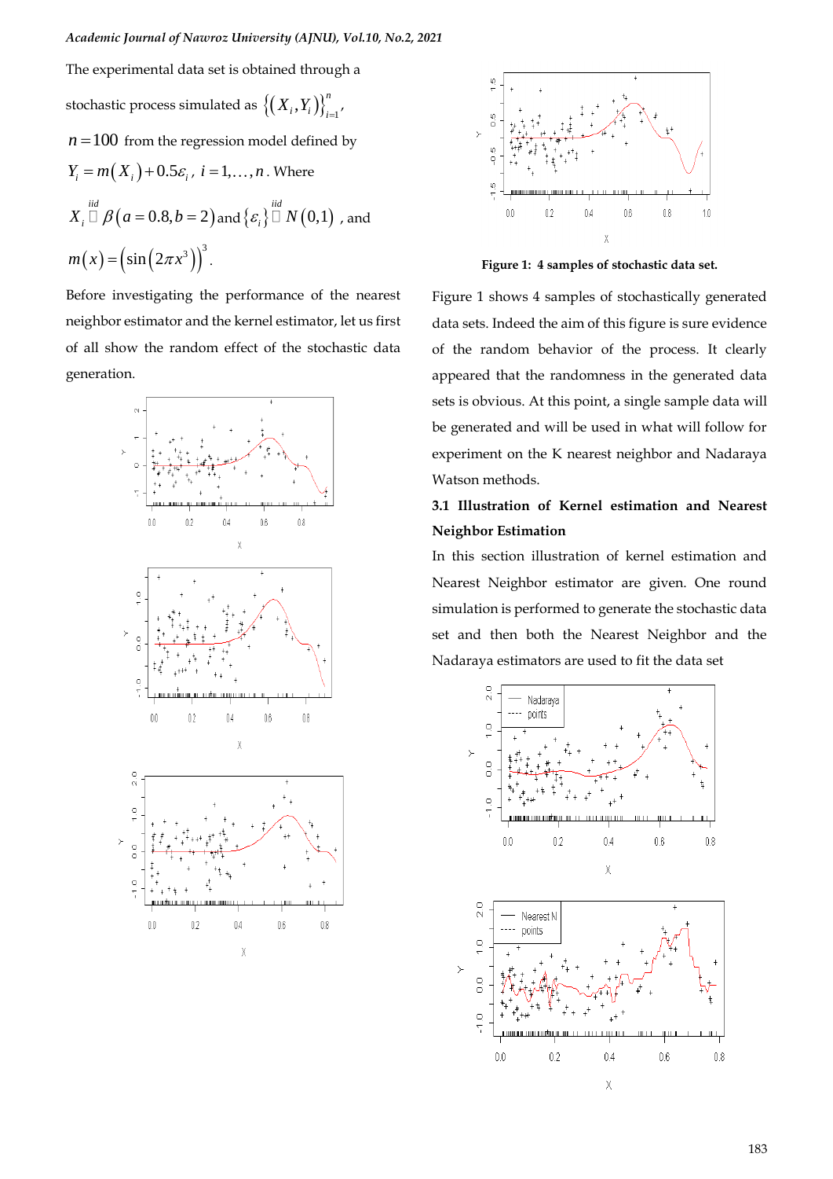The experimental data set is obtained through a stochastic process simulated as $\{(X_i, Y_i)\}_{i=1}^{n}$, $n = 100$ from the regression model defined by $Y_i = m(X_i) + 0.5\varepsilon_i$, $i = 1, \dots, n$. Where $X_i \overset{iid}{\sim} \beta(a = 0.8, b = 2)$ and $\{\varepsilon_i\} \overset{iid}{\sim} N(0,1)$, and $m(x) = \left(\sin\left(2\pi x^3\right)\right)^3$.

Before investigating the performance of the nearest neighbor estimator and the kernel estimator, let us first of all show the random effect of the stochastic data generation.

**Figure 1: 4 samples of stochastic data set.**

Figure 1 shows 4 samples of stochastically generated data sets. Indeed the aim of this figure is sure evidence of the random behavior of the process. It clearly appeared that the randomness in the generated data sets is obvious. At this point, a single sample data will be generated and will be used in what will follow for experiment on the K nearest neighbor and Nadaraya Watson methods.

### 3.1 Illustration of Kernel estimation and Nearest Neighbor Estimation

In this section illustration of kernel estimation and Nearest Neighbor estimator are given. One round simulation is performed to generate the stochastic data set and then both the Nearest Neighbor and the Nadaraya estimators are used to fit the data set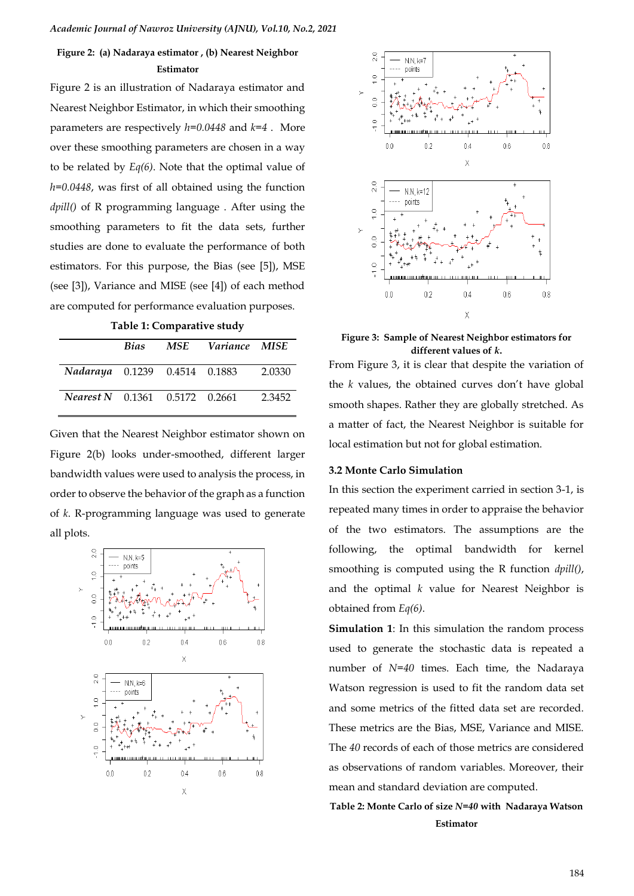**Figure 2: (a) Nadaraya estimator , (b) Nearest Neighbor Estimator**

Figure 2 is an illustration of Nadaraya estimator and Nearest Neighbor Estimator, in which their smoothing parameters are respectively $h=0.0448$ and $k=4$ . More over these smoothing parameters are chosen in a way to be related by *Eq(6)*. Note that the optimal value of $h=0.0448$, was first of all obtained using the function *dpill()* of R programming language . After using the smoothing parameters to fit the data sets, further studies are done to evaluate the performance of both estimators. For this purpose, the Bias (see [5]), MSE (see [3]), Variance and MISE (see [4]) of each method are computed for performance evaluation purposes.

**Table 1: Comparative study**

| | *Bias* | *MSE* | *Variance* | *MISE* |
|---|---|---|---|---|
| *Nadaraya* | 0.1239 | 0.4514 | 0.1883 | 2.0330 |
| *Nearest N* | 0.1361 | 0.5172 | 0.2661 | 2.3452 |

Given that the Nearest Neighbor estimator shown on Figure 2(b) looks under-smoothed, different larger bandwidth values were used to analysis the process, in order to observe the behavior of the graph as a function of $k$. R-programming language was used to generate all plots.

**Figure 3: Sample of Nearest Neighbor estimators for different values of $k$.**

From Figure 3, it is clear that despite the variation of the $k$ values, the obtained curves don't have global smooth shapes. Rather they are globally stretched. As a matter of fact, the Nearest Neighbor is suitable for local estimation but not for global estimation.

### 3.2 Monte Carlo Simulation

In this section the experiment carried in section 3-1, is repeated many times in order to appraise the behavior of the two estimators. The assumptions are the following, the optimal bandwidth for kernel smoothing is computed using the R function *dpill()*, and the optimal $k$ value for Nearest Neighbor is obtained from *Eq(6)*.

**Simulation 1**: In this simulation the random process used to generate the stochastic data is repeated a number of $N=40$ times. Each time, the Nadaraya Watson regression is used to fit the random data set and some metrics of the fitted data set are recorded. These metrics are the Bias, MSE, Variance and MISE. The *40* records of each of those metrics are considered as observations of random variables. Moreover, their mean and standard deviation are computed.

**Table 2: Monte Carlo of size $N=40$ with Nadaraya Watson Estimator**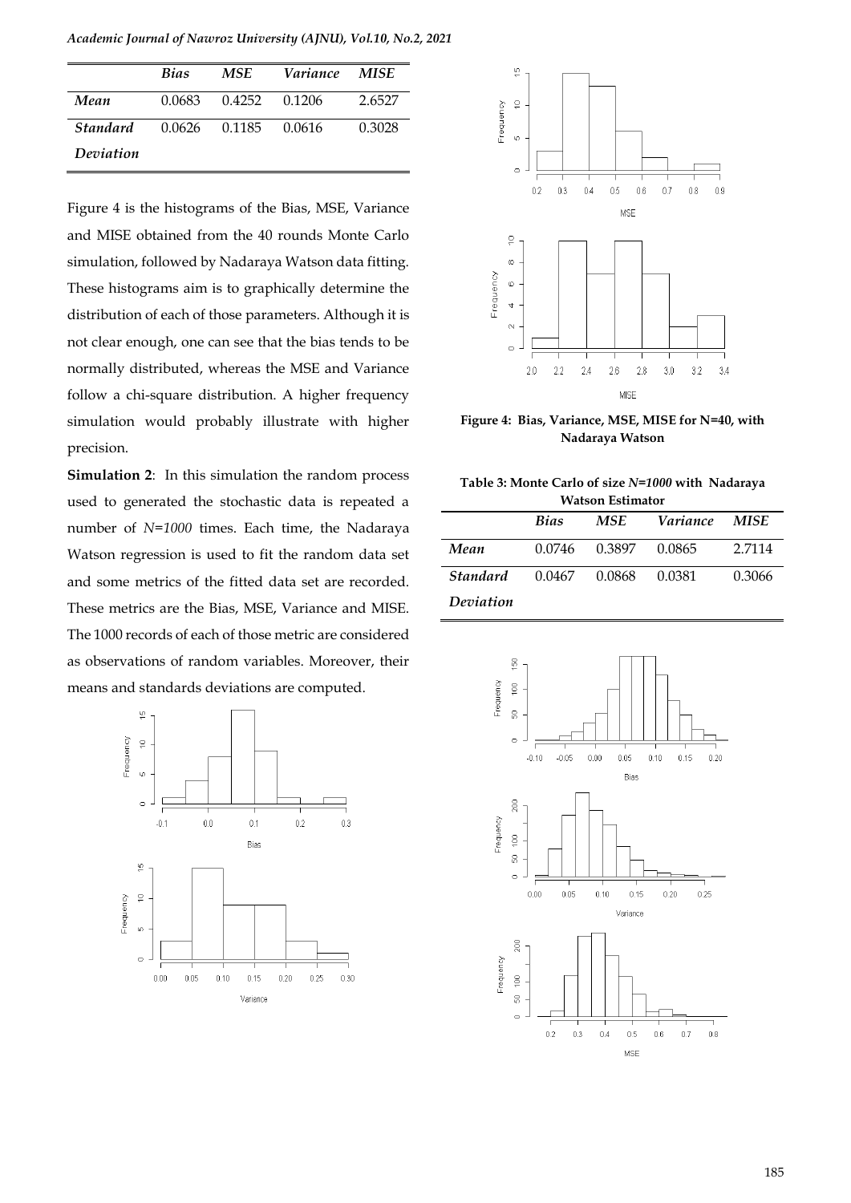|  | *Bias* | *MSE* | *Variance* | *MISE* |
|---|---|---|---|---|
| ***Mean*** | 0.0683 | 0.4252 | 0.1206 | 2.6527 |
| ***Standard Deviation*** | 0.0626 | 0.1185 | 0.0616 | 0.3028 |

Figure 4 is the histograms of the Bias, MSE, Variance and MISE obtained from the 40 rounds Monte Carlo simulation, followed by Nadaraya Watson data fitting. These histograms aim is to graphically determine the distribution of each of those parameters. Although it is not clear enough, one can see that the bias tends to be normally distributed, whereas the MSE and Variance follow a chi-square distribution. A higher frequency simulation would probably illustrate with higher precision.

**Simulation 2**: In this simulation the random process used to generated the stochastic data is repeated a number of *N=1000* times. Each time, the Nadaraya Watson regression is used to fit the random data set and some metrics of the fitted data set are recorded. These metrics are the Bias, MSE, Variance and MISE. The 1000 records of each of those metric are considered as observations of random variables. Moreover, their means and standards deviations are computed.

**Figure 4: Bias, Variance, MSE, MISE for N=40, with Nadaraya Watson**

**Table 3: Monte Carlo of size *N=1000* with Nadaraya Watson Estimator**

|  | *Bias* | *MSE* | *Variance* | *MISE* |
|---|---|---|---|---|
| ***Mean*** | 0.0746 | 0.3897 | 0.0865 | 2.7114 |
| ***Standard Deviation*** | 0.0467 | 0.0868 | 0.0381 | 0.3066 |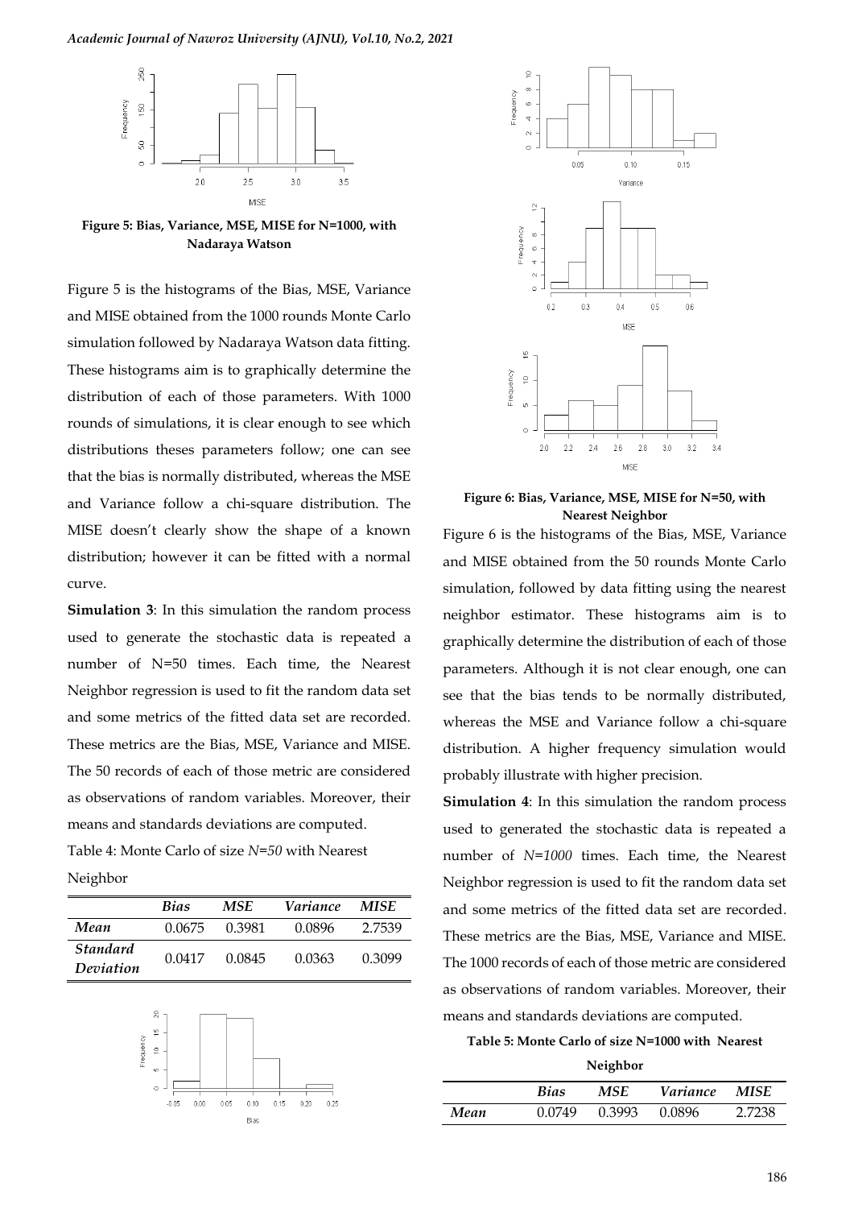**Figure 5: Bias, Variance, MSE, MISE for N=1000, with Nadaraya Watson**

Figure 5 is the histograms of the Bias, MSE, Variance and MISE obtained from the 1000 rounds Monte Carlo simulation followed by Nadaraya Watson data fitting. These histograms aim is to graphically determine the distribution of each of those parameters. With 1000 rounds of simulations, it is clear enough to see which distributions theses parameters follow; one can see that the bias is normally distributed, whereas the MSE and Variance follow a chi-square distribution. The MISE doesn't clearly show the shape of a known distribution; however it can be fitted with a normal curve.

**Simulation 3**: In this simulation the random process used to generate the stochastic data is repeated a number of N=50 times. Each time, the Nearest Neighbor regression is used to fit the random data set and some metrics of the fitted data set are recorded. These metrics are the Bias, MSE, Variance and MISE. The 50 records of each of those metric are considered as observations of random variables. Moreover, their means and standards deviations are computed.

Table 4: Monte Carlo of size *N=50* with Nearest Neighbor

| | *Bias* | *MSE* | *Variance* | *MISE* |
|---|---|---|---|---|
| ***Mean*** | 0.0675 | 0.3981 | 0.0896 | 2.7539 |
| ***Standard Deviation*** | 0.0417 | 0.0845 | 0.0363 | 0.3099 |

**Figure 6: Bias, Variance, MSE, MISE for N=50, with Nearest Neighbor**

Figure 6 is the histograms of the Bias, MSE, Variance and MISE obtained from the 50 rounds Monte Carlo simulation, followed by data fitting using the nearest neighbor estimator. These histograms aim is to graphically determine the distribution of each of those parameters. Although it is not clear enough, one can see that the bias tends to be normally distributed, whereas the MSE and Variance follow a chi-square distribution. A higher frequency simulation would probably illustrate with higher precision.

**Simulation 4**: In this simulation the random process used to generated the stochastic data is repeated a number of *N=1000* times. Each time, the Nearest Neighbor regression is used to fit the random data set and some metrics of the fitted data set are recorded. These metrics are the Bias, MSE, Variance and MISE. The 1000 records of each of those metric are considered as observations of random variables. Moreover, their means and standards deviations are computed.

**Table 5: Monte Carlo of size N=1000 with Nearest Neighbor**

| | *Bias* | *MSE* | *Variance* | *MISE* |
|---|---|---|---|---|
| ***Mean*** | 0.0749 | 0.3993 | 0.0896 | 2.7238 |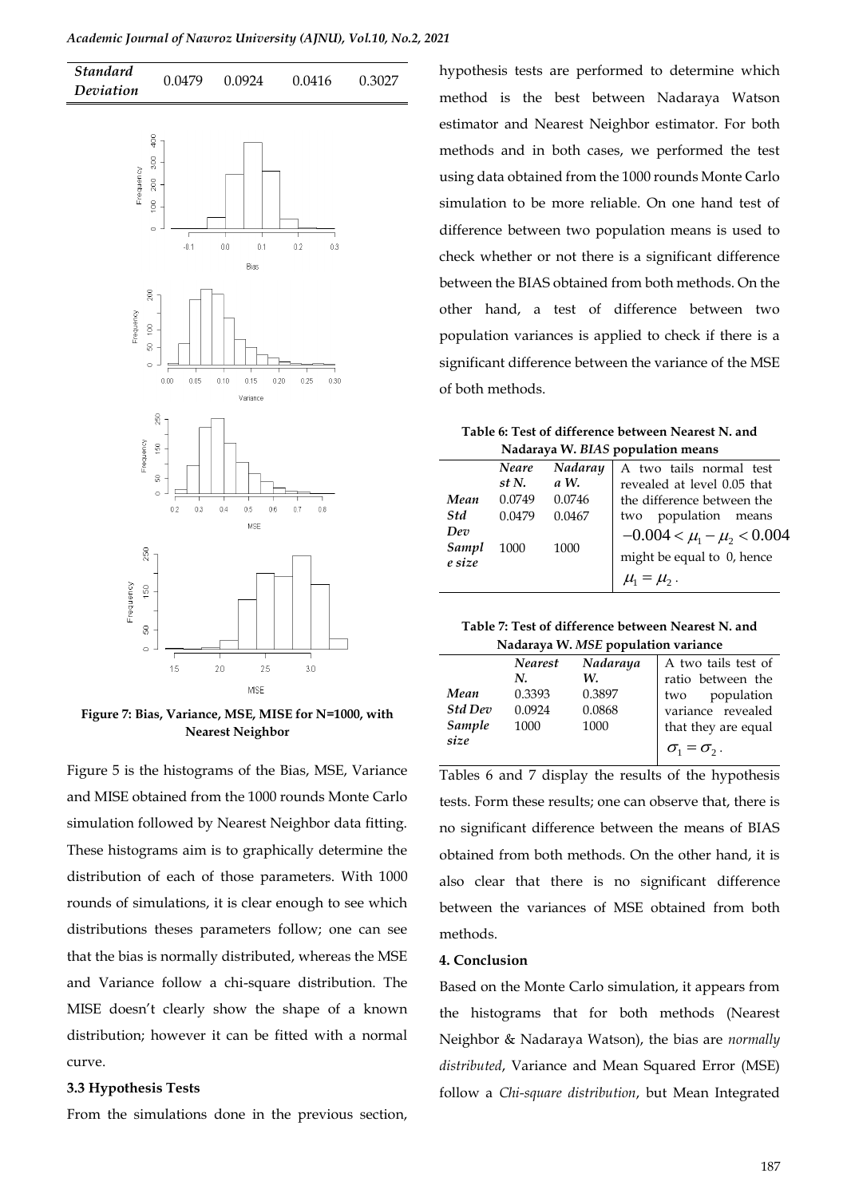| *Standard Deviation* | 0.0479 | 0.0924 | 0.0416 | 0.3027 |
|---|---|---|---|---|

**Figure 7: Bias, Variance, MSE, MISE for N=1000, with Nearest Neighbor**

Figure 5 is the histograms of the Bias, MSE, Variance and MISE obtained from the 1000 rounds Monte Carlo simulation followed by Nearest Neighbor data fitting. These histograms aim is to graphically determine the distribution of each of those parameters. With 1000 rounds of simulations, it is clear enough to see which distributions theses parameters follow; one can see that the bias is normally distributed, whereas the MSE and Variance follow a chi-square distribution. The MISE doesn't clearly show the shape of a known distribution; however it can be fitted with a normal curve.

### 3.3 Hypothesis Tests

From the simulations done in the previous section, hypothesis tests are performed to determine which method is the best between Nadaraya Watson estimator and Nearest Neighbor estimator. For both methods and in both cases, we performed the test using data obtained from the 1000 rounds Monte Carlo simulation to be more reliable. On one hand test of difference between two population means is used to check whether or not there is a significant difference between the BIAS obtained from both methods. On the other hand, a test of difference between two population variances is applied to check if there is a significant difference between the variance of the MSE of both methods.

**Table 6: Test of difference between Nearest N. and Nadaraya W. *BIAS* population means**

| | *Nearest N.* | *Nadaraya W.* | |
|---|---|---|---|
| *Mean* | 0.0749 | 0.0746 | A two tails normal test revealed at level 0.05 that the difference between the two population means $-0.004 < \mu_1 - \mu_2 < 0.004$ might be equal to 0, hence $\mu_1 = \mu_2$. |
| *Std Dev* | 0.0479 | 0.0467 | |
| *Sample size* | 1000 | 1000 | |

**Table 7: Test of difference between Nearest N. and Nadaraya W. *MSE* population variance**

| | *Nearest N.* | *Nadaraya W.* | |
|---|---|---|---|
| *Mean* | 0.3393 | 0.3897 | A two tails test of ratio between the two population variance revealed that they are equal $\sigma_1 = \sigma_2$. |
| *Std Dev* | 0.0924 | 0.0868 | |
| *Sample size* | 1000 | 1000 | |

Tables 6 and 7 display the results of the hypothesis tests. Form these results; one can observe that, there is no significant difference between the means of BIAS obtained from both methods. On the other hand, it is also clear that there is no significant difference between the variances of MSE obtained from both methods.

### 4. Conclusion

Based on the Monte Carlo simulation, it appears from the histograms that for both methods (Nearest Neighbor & Nadaraya Watson), the bias are *normally distributed*, Variance and Mean Squared Error (MSE) follow a *Chi-square distribution*, but Mean Integrated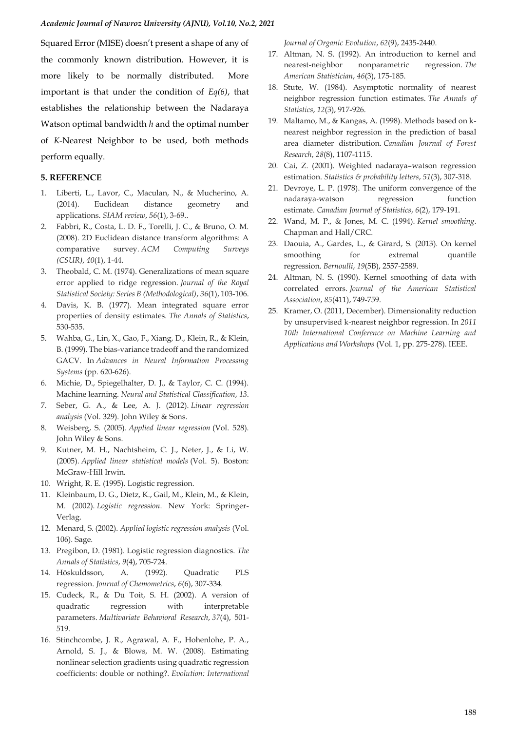Squared Error (MISE) doesn't present a shape of any of the commonly known distribution. However, it is more likely to be normally distributed. More important is that under the condition of *Eq(6)*, that establishes the relationship between the Nadaraya Watson optimal bandwidth *h* and the optimal number of *K*-Nearest Neighbor to be used, both methods perform equally.

## 5. REFERENCE

1. Liberti, L., Lavor, C., Maculan, N., & Mucherino, A. (2014). Euclidean distance geometry and applications. *SIAM review*, *56*(1), 3-69..
2. Fabbri, R., Costa, L. D. F., Torelli, J. C., & Bruno, O. M. (2008). 2D Euclidean distance transform algorithms: A comparative survey. *ACM Computing Surveys (CSUR)*, *40*(1), 1-44.
3. Theobald, C. M. (1974). Generalizations of mean square error applied to ridge regression. *Journal of the Royal Statistical Society: Series B (Methodological)*, *36*(1), 103-106.
4. Davis, K. B. (1977). Mean integrated square error properties of density estimates. *The Annals of Statistics*, 530-535.
5. Wahba, G., Lin, X., Gao, F., Xiang, D., Klein, R., & Klein, B. (1999). The bias-variance tradeoff and the randomized GACV. In *Advances in Neural Information Processing Systems* (pp. 620-626).
6. Michie, D., Spiegelhalter, D. J., & Taylor, C. C. (1994). Machine learning. *Neural and Statistical Classification*, *13*.
7. Seber, G. A., & Lee, A. J. (2012). *Linear regression analysis* (Vol. 329). John Wiley & Sons.
8. Weisberg, S. (2005). *Applied linear regression* (Vol. 528). John Wiley & Sons.
9. Kutner, M. H., Nachtsheim, C. J., Neter, J., & Li, W. (2005). *Applied linear statistical models* (Vol. 5). Boston: McGraw-Hill Irwin.
10. Wright, R. E. (1995). Logistic regression.
11. Kleinbaum, D. G., Dietz, K., Gail, M., Klein, M., & Klein, M. (2002). *Logistic regression*. New York: Springer-Verlag.
12. Menard, S. (2002). *Applied logistic regression analysis* (Vol. 106). Sage.
13. Pregibon, D. (1981). Logistic regression diagnostics. *The Annals of Statistics*, *9*(4), 705-724.
14. Höskuldsson, A. (1992). Quadratic PLS regression. *Journal of Chemometrics*, *6*(6), 307-334.
15. Cudeck, R., & Du Toit, S. H. (2002). A version of quadratic regression with interpretable parameters. *Multivariate Behavioral Research*, *37*(4), 501-519.
16. Stinchcombe, J. R., Agrawal, A. F., Hohenlohe, P. A., Arnold, S. J., & Blows, M. W. (2008). Estimating nonlinear selection gradients using quadratic regression coefficients: double or nothing?. *Evolution: International Journal of Organic Evolution*, *62*(9), 2435-2440.
17. Altman, N. S. (1992). An introduction to kernel and nearest-neighbor nonparametric regression. *The American Statistician*, *46*(3), 175-185.
18. Stute, W. (1984). Asymptotic normality of nearest neighbor regression function estimates. *The Annals of Statistics*, *12*(3), 917-926.
19. Maltamo, M., & Kangas, A. (1998). Methods based on k-nearest neighbor regression in the prediction of basal area diameter distribution. *Canadian Journal of Forest Research*, *28*(8), 1107-1115.
20. Cai, Z. (2001). Weighted nadaraya–watson regression estimation. *Statistics & probability letters*, *51*(3), 307-318.
21. Devroye, L. P. (1978). The uniform convergence of the nadaraya-watson regression function estimate. *Canadian Journal of Statistics*, *6*(2), 179-191.
22. Wand, M. P., & Jones, M. C. (1994). *Kernel smoothing*. Chapman and Hall/CRC.
23. Daouia, A., Gardes, L., & Girard, S. (2013). On kernel smoothing for extremal quantile regression. *Bernoulli*, *19*(5B), 2557-2589.
24. Altman, N. S. (1990). Kernel smoothing of data with correlated errors. *Journal of the American Statistical Association*, *85*(411), 749-759.
25. Kramer, O. (2011, December). Dimensionality reduction by unsupervised k-nearest neighbor regression. In *2011 10th International Conference on Machine Learning and Applications and Workshops* (Vol. 1, pp. 275-278). IEEE.